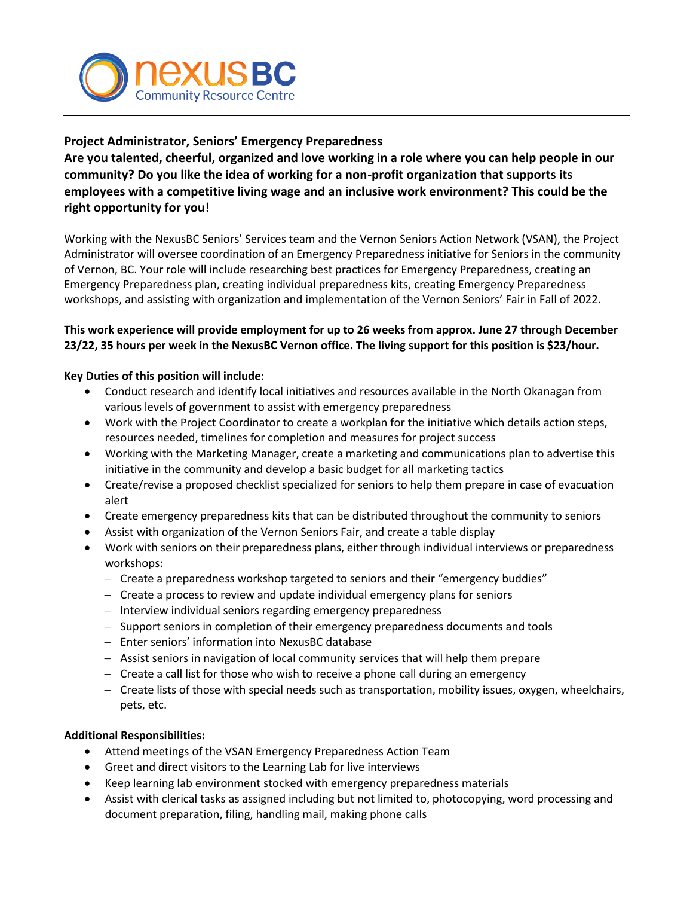nexusBC Community Resource Centre

**Project Administrator, Seniors' Emergency Preparedness**

**Are you talented, cheerful, organized and love working in a role where you can help people in our community? Do you like the idea of working for a non-profit organization that supports its employees with a competitive living wage and an inclusive work environment? This could be the right opportunity for you!**

Working with the NexusBC Seniors' Services team and the Vernon Seniors Action Network (VSAN), the Project Administrator will oversee coordination of an Emergency Preparedness initiative for Seniors in the community of Vernon, BC. Your role will include researching best practices for Emergency Preparedness, creating an Emergency Preparedness plan, creating individual preparedness kits, creating Emergency Preparedness workshops, and assisting with organization and implementation of the Vernon Seniors' Fair in Fall of 2022.

**This work experience will provide employment for up to 26 weeks from approx. June 27 through December 23/22, 35 hours per week in the NexusBC Vernon office. The living support for this position is $23/hour.**

**Key Duties of this position will include**:

- Conduct research and identify local initiatives and resources available in the North Okanagan from various levels of government to assist with emergency preparedness
- Work with the Project Coordinator to create a workplan for the initiative which details action steps, resources needed, timelines for completion and measures for project success
- Working with the Marketing Manager, create a marketing and communications plan to advertise this initiative in the community and develop a basic budget for all marketing tactics
- Create/revise a proposed checklist specialized for seniors to help them prepare in case of evacuation alert
- Create emergency preparedness kits that can be distributed throughout the community to seniors
- Assist with organization of the Vernon Seniors Fair, and create a table display
- Work with seniors on their preparedness plans, either through individual interviews or preparedness workshops:
  - Create a preparedness workshop targeted to seniors and their "emergency buddies"
  - Create a process to review and update individual emergency plans for seniors
  - Interview individual seniors regarding emergency preparedness
  - Support seniors in completion of their emergency preparedness documents and tools
  - Enter seniors' information into NexusBC database
  - Assist seniors in navigation of local community services that will help them prepare
  - Create a call list for those who wish to receive a phone call during an emergency
  - Create lists of those with special needs such as transportation, mobility issues, oxygen, wheelchairs, pets, etc.

**Additional Responsibilities:**

- Attend meetings of the VSAN Emergency Preparedness Action Team
- Greet and direct visitors to the Learning Lab for live interviews
- Keep learning lab environment stocked with emergency preparedness materials
- Assist with clerical tasks as assigned including but not limited to, photocopying, word processing and document preparation, filing, handling mail, making phone calls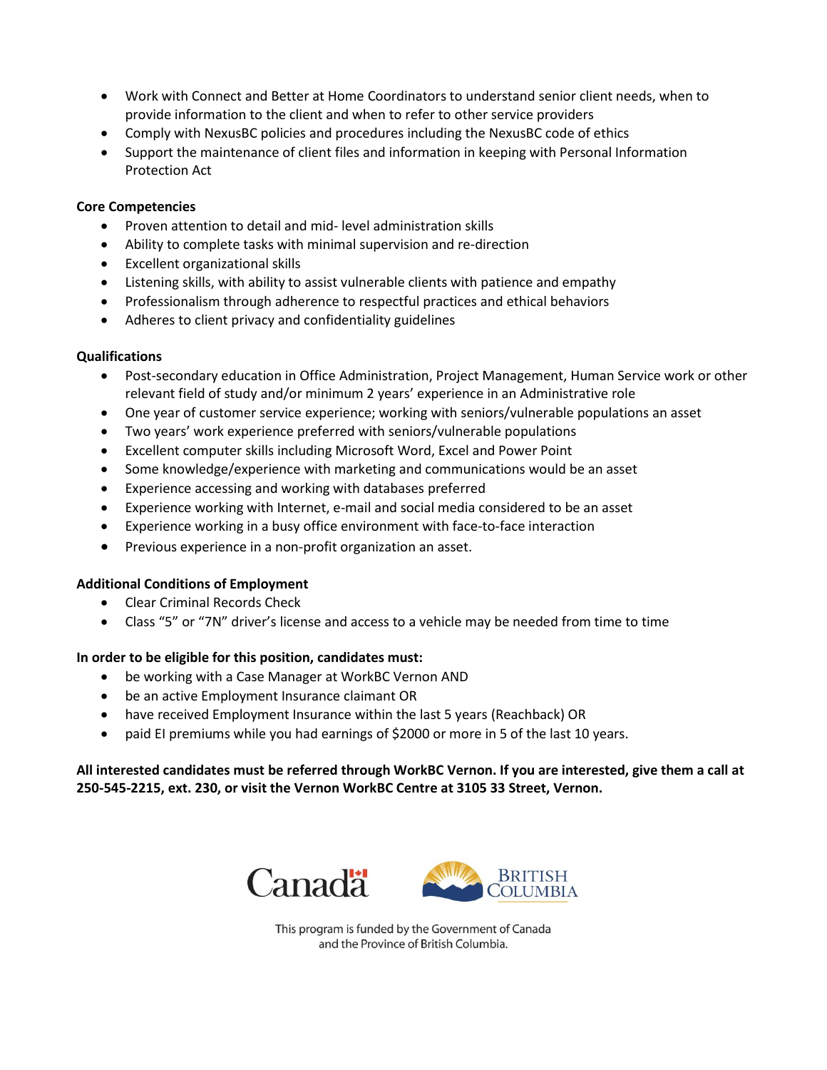- Work with Connect and Better at Home Coordinators to understand senior client needs, when to provide information to the client and when to refer to other service providers
- Comply with NexusBC policies and procedures including the NexusBC code of ethics
- Support the maintenance of client files and information in keeping with Personal Information Protection Act

**Core Competencies**

- Proven attention to detail and mid- level administration skills
- Ability to complete tasks with minimal supervision and re-direction
- Excellent organizational skills
- Listening skills, with ability to assist vulnerable clients with patience and empathy
- Professionalism through adherence to respectful practices and ethical behaviors
- Adheres to client privacy and confidentiality guidelines

**Qualifications**

- Post-secondary education in Office Administration, Project Management, Human Service work or other relevant field of study and/or minimum 2 years' experience in an Administrative role
- One year of customer service experience; working with seniors/vulnerable populations an asset
- Two years' work experience preferred with seniors/vulnerable populations
- Excellent computer skills including Microsoft Word, Excel and Power Point
- Some knowledge/experience with marketing and communications would be an asset
- Experience accessing and working with databases preferred
- Experience working with Internet, e-mail and social media considered to be an asset
- Experience working in a busy office environment with face-to-face interaction
- Previous experience in a non-profit organization an asset.

**Additional Conditions of Employment**

- Clear Criminal Records Check
- Class "5" or "7N" driver's license and access to a vehicle may be needed from time to time

**In order to be eligible for this position, candidates must:**

- be working with a Case Manager at WorkBC Vernon AND
- be an active Employment Insurance claimant OR
- have received Employment Insurance within the last 5 years (Reachback) OR
- paid EI premiums while you had earnings of $2000 or more in 5 of the last 10 years.

**All interested candidates must be referred through WorkBC Vernon. If you are interested, give them a call at 250-545-2215, ext. 230, or visit the Vernon WorkBC Centre at 3105 33 Street, Vernon.**

Canada

BRITISH COLUMBIA

This program is funded by the Government of Canada and the Province of British Columbia.